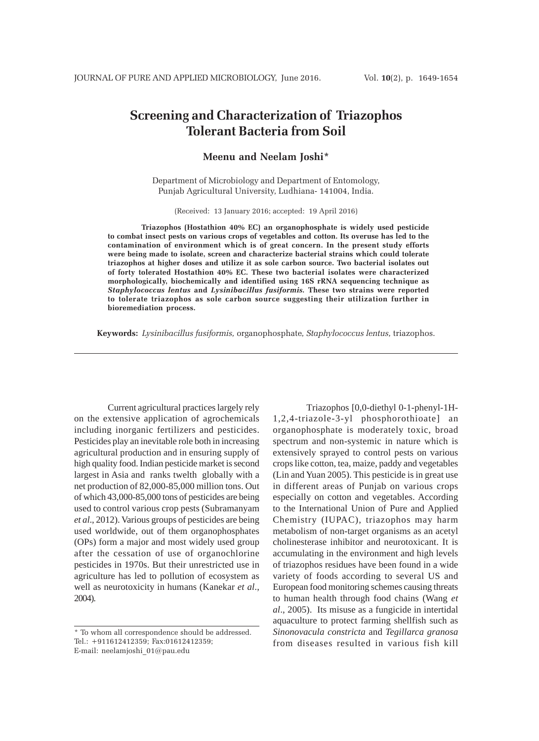# Screening and Characterization of Triazophos Tolerant Bacteria from Soil

**Meenu and Neelam Joshi***

Department of Microbiology and Department of Entomology, Punjab Agricultural University, Ludhiana- 141004, India.

(Received: 13 January 2016; accepted: 19 April 2016)

**Triazophos (Hostathion 40% EC) an organophosphate is widely used pesticide to combat insect pests on various crops of vegetables and cotton. Its overuse has led to the contamination of environment which is of great concern. In the present study efforts were being made to isolate, screen and characterize bacterial strains which could tolerate triazophos at higher doses and utilize it as sole carbon source. Two bacterial isolates out of forty tolerated Hostathion 40% EC. These two bacterial isolates were characterized morphologically, biochemically and identified using 16S rRNA sequencing technique as *Staphylococcus lentus* and *Lysinibacillus fusiformis.* These two strains were reported to tolerate triazophos as sole carbon source suggesting their utilization further in bioremediation process.**

**Keywords:** *Lysinibacillus fusiformis,* organophosphate*, Staphylococcus lentus,* triazophos.

---

Current agricultural practices largely rely on the extensive application of agrochemicals including inorganic fertilizers and pesticides. Pesticides play an inevitable role both in increasing agricultural production and in ensuring supply of high quality food. Indian pesticide market is second largest in Asia and ranks twelth globally with a net production of 82,000-85,000 million tons. Out of which 43,000-85,000 tons of pesticides are being used to control various crop pests (Subramanyam *et al*., 2012). Various groups of pesticides are being used worldwide, out of them organophosphates (OPs) form a major and most widely used group after the cessation of use of organochlorine pesticides in 1970s. But their unrestricted use in agriculture has led to pollution of ecosystem as well as neurotoxicity in humans (Kanekar *et al*., 2004).

Triazophos [0,0-diethyl 0-1-phenyl-1H-1,2,4-triazole-3-yl phosphorothioate] an organophosphate is moderately toxic, broad spectrum and non-systemic in nature which is extensively sprayed to control pests on various crops like cotton, tea, maize, paddy and vegetables (Lin and Yuan 2005). This pesticide is in great use in different areas of Punjab on various crops especially on cotton and vegetables. According to the International Union of Pure and Applied Chemistry (IUPAC), triazophos may harm metabolism of non-target organisms as an acetyl cholinesterase inhibitor and neurotoxicant. It is accumulating in the environment and high levels of triazophos residues have been found in a wide variety of foods according to several US and European food monitoring schemes causing threats to human health through food chains (Wang *et al*., 2005). Its misuse as a fungicide in intertidal aquaculture to protect farming shellfish such as *Sinonovacula constricta* and *Tegillarca granosa* from diseases resulted in various fish kill

---

* To whom all correspondence should be addressed.
Tel.: +911612412359; Fax:01612412359;
E-mail: neelamjoshi_01@pau.edu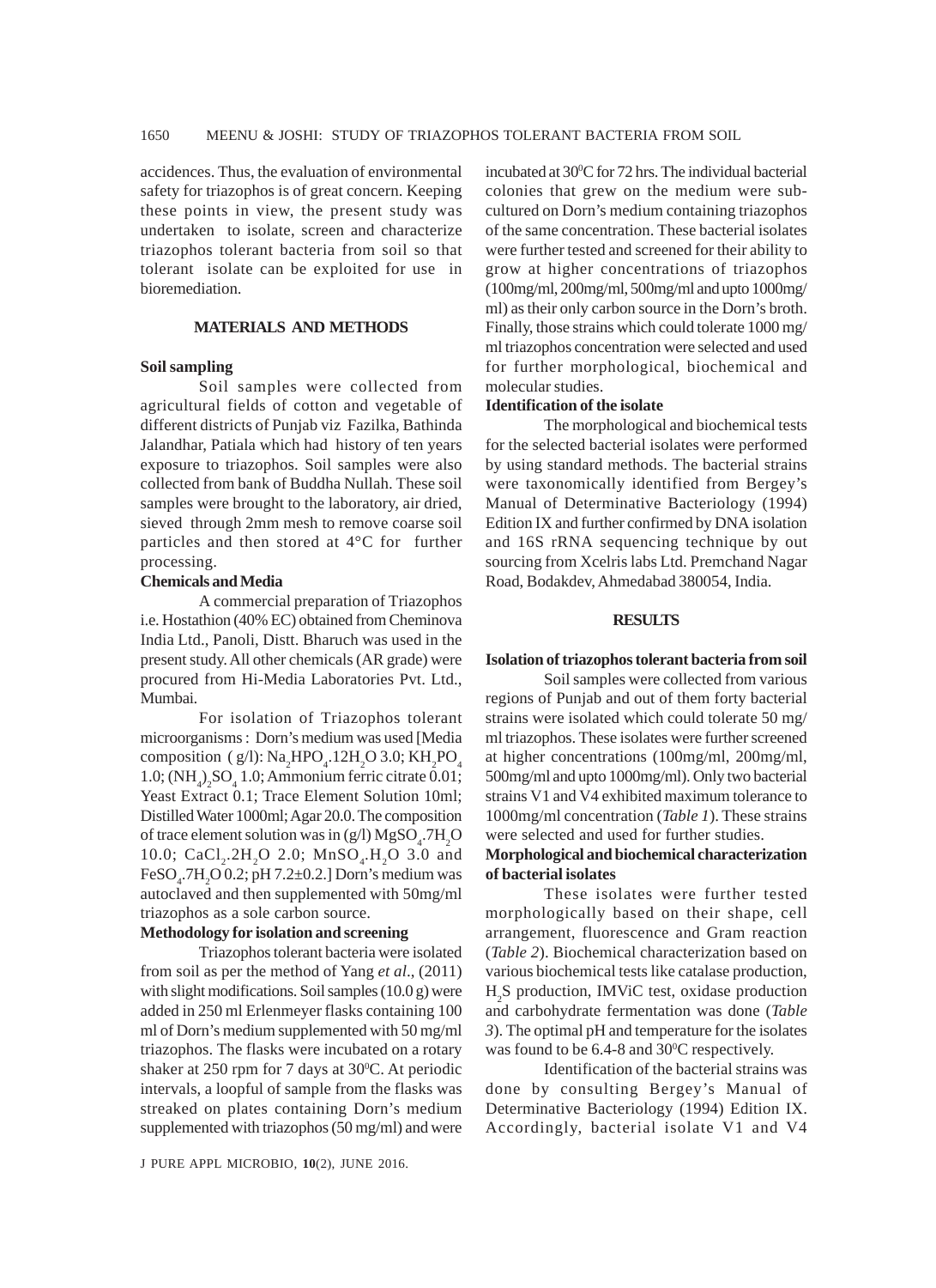accidences. Thus, the evaluation of environmental safety for triazophos is of great concern. Keeping these points in view, the present study was undertaken to isolate, screen and characterize triazophos tolerant bacteria from soil so that tolerant isolate can be exploited for use in bioremediation.

## MATERIALS AND METHODS

### Soil sampling

Soil samples were collected from agricultural fields of cotton and vegetable of different districts of Punjab viz Fazilka, Bathinda Jalandhar, Patiala which had history of ten years exposure to triazophos. Soil samples were also collected from bank of Buddha Nullah. These soil samples were brought to the laboratory, air dried, sieved through 2mm mesh to remove coarse soil particles and then stored at 4°C for further processing.

### Chemicals and Media

A commercial preparation of Triazophos i.e. Hostathion (40% EC) obtained from Cheminova India Ltd., Panoli, Distt. Bharuch was used in the present study. All other chemicals (AR grade) were procured from Hi-Media Laboratories Pvt. Ltd., Mumbai.

For isolation of Triazophos tolerant microorganisms : Dorn's medium was used [Media composition ( g/l): $Na_2HPO_4.12H_2O$ 3.0; $KH_2PO_4$ 1.0; $(NH_4)_2SO_4$ 1.0; Ammonium ferric citrate 0.01; Yeast Extract 0.1; Trace Element Solution 10ml; Distilled Water 1000ml; Agar 20.0. The composition of trace element solution was in (g/l) $MgSO_4.7H_2O$ 10.0; $CaCl_2.2H_2O$ 2.0; $MnSO_4.H_2O$ 3.0 and $FeSO_4.7H_2O$ 0.2; pH 7.2±0.2.] Dorn's medium was autoclaved and then supplemented with 50mg/ml triazophos as a sole carbon source.

### Methodology for isolation and screening

Triazophos tolerant bacteria were isolated from soil as per the method of Yang *et al*., (2011) with slight modifications. Soil samples (10.0 g) were added in 250 ml Erlenmeyer flasks containing 100 ml of Dorn's medium supplemented with 50 mg/ml triazophos. The flasks were incubated on a rotary shaker at 250 rpm for 7 days at 30$^0$C. At periodic intervals, a loopful of sample from the flasks was streaked on plates containing Dorn's medium supplemented with triazophos (50 mg/ml) and were incubated at 30$^0$C for 72 hrs. The individual bacterial colonies that grew on the medium were sub-cultured on Dorn's medium containing triazophos of the same concentration. These bacterial isolates were further tested and screened for their ability to grow at higher concentrations of triazophos (100mg/ml, 200mg/ml, 500mg/ml and upto 1000mg/ml) as their only carbon source in the Dorn's broth. Finally, those strains which could tolerate 1000 mg/ml triazophos concentration were selected and used for further morphological, biochemical and molecular studies.

### Identification of the isolate

The morphological and biochemical tests for the selected bacterial isolates were performed by using standard methods. The bacterial strains were taxonomically identified from Bergey's Manual of Determinative Bacteriology (1994) Edition IX and further confirmed by DNA isolation and 16S rRNA sequencing technique by out sourcing from Xcelris labs Ltd. Premchand Nagar Road, Bodakdev, Ahmedabad 380054, India.

## RESULTS

### Isolation of triazophos tolerant bacteria from soil

Soil samples were collected from various regions of Punjab and out of them forty bacterial strains were isolated which could tolerate 50 mg/ml triazophos. These isolates were further screened at higher concentrations (100mg/ml, 200mg/ml, 500mg/ml and upto 1000mg/ml). Only two bacterial strains V1 and V4 exhibited maximum tolerance to 1000mg/ml concentration (*Table 1*). These strains were selected and used for further studies.

### Morphological and biochemical characterization of bacterial isolates

These isolates were further tested morphologically based on their shape, cell arrangement, fluorescence and Gram reaction (*Table 2*). Biochemical characterization based on various biochemical tests like catalase production, $H_2S$ production, IMViC test, oxidase production and carbohydrate fermentation was done (*Table 3*). The optimal pH and temperature for the isolates was found to be 6.4-8 and 30$^0$C respectively.

Identification of the bacterial strains was done by consulting Bergey's Manual of Determinative Bacteriology (1994) Edition IX. Accordingly, bacterial isolate V1 and V4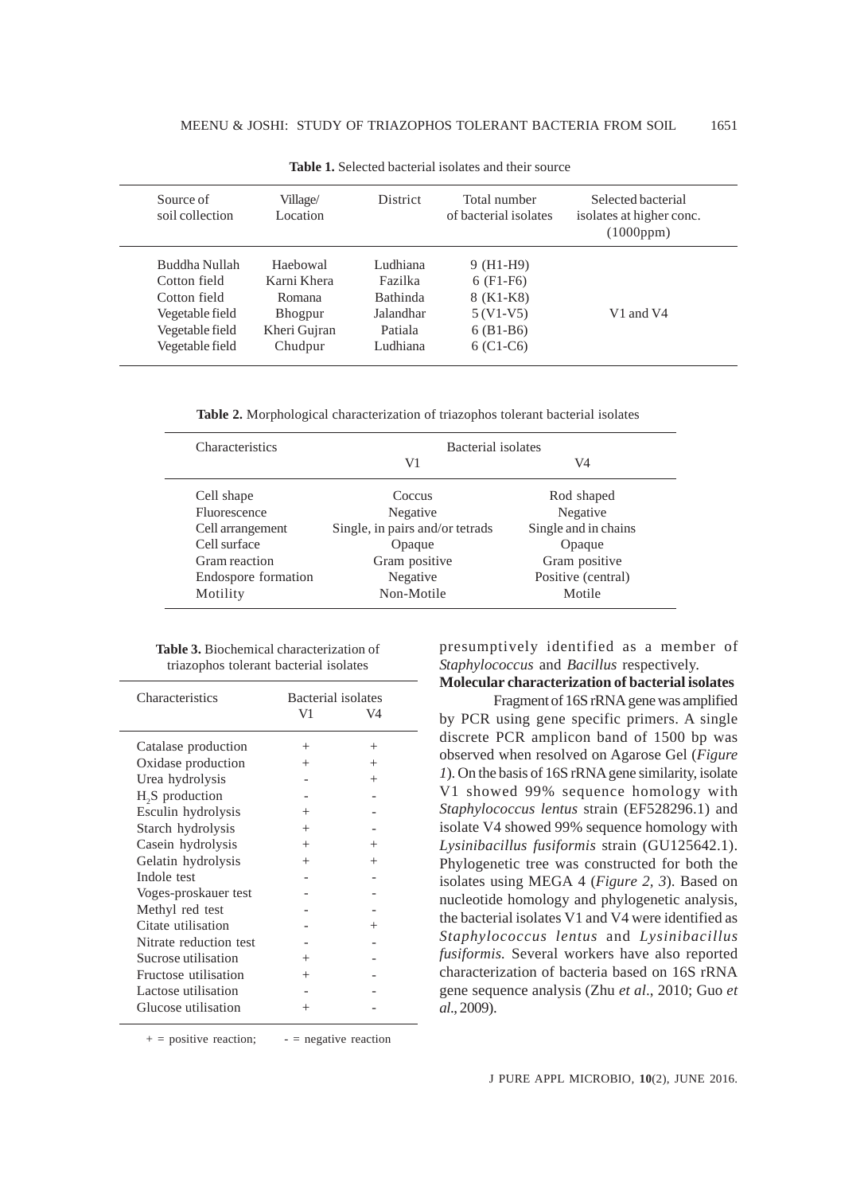**Table 1.** Selected bacterial isolates and their source

| Source of soil collection | Village/ Location | District | Total number of bacterial isolates | Selected bacterial isolates at higher conc. (1000ppm) |
|---|---|---|---|---|
| Buddha Nullah | Haebowal | Ludhiana | 9 (H1-H9) | |
| Cotton field | Karni Khera | Fazilka | 6 (F1-F6) | |
| Cotton field | Romana | Bathinda | 8 (K1-K8) | |
| Vegetable field | Bhogpur | Jalandhar | 5 (V1-V5) | V1 and V4 |
| Vegetable field | Kheri Gujran | Patiala | 6 (B1-B6) | |
| Vegetable field | Chudpur | Ludhiana | 6 (C1-C6) | |

**Table 2.** Morphological characterization of triazophos tolerant bacterial isolates

| Characteristics | Bacterial isolates | |
|---|---|---|
| | V1 | V4 |
| Cell shape | Coccus | Rod shaped |
| Fluorescence | Negative | Negative |
| Cell arrangement | Single, in pairs and/or tetrads | Single and in chains |
| Cell surface | Opaque | Opaque |
| Gram reaction | Gram positive | Gram positive |
| Endospore formation | Negative | Positive (central) |
| Motility | Non-Motile | Motile |

**Table 3.** Biochemical characterization of triazophos tolerant bacterial isolates

| Characteristics | Bacterial isolates | |
|---|---|---|
| | V1 | V4 |
| Catalase production | + | + |
| Oxidase production | + | + |
| Urea hydrolysis | - | + |
| $H_2S$ production | - | - |
| Esculin hydrolysis | + | - |
| Starch hydrolysis | + | - |
| Casein hydrolysis | + | + |
| Gelatin hydrolysis | + | + |
| Indole test | - | - |
| Voges-proskauer test | - | - |
| Methyl red test | - | - |
| Citate utilisation | - | + |
| Nitrate reduction test | - | - |
| Sucrose utilisation | + | - |
| Fructose utilisation | + | - |
| Lactose utilisation | - | - |
| Glucose utilisation | + | - |

+ = positive reaction; - = negative reaction

presumptively identified as a member of *Staphylococcus* and *Bacillus* respectively.

**Molecular characterization of bacterial isolates**

Fragment of 16S rRNA gene was amplified by PCR using gene specific primers. A single discrete PCR amplicon band of 1500 bp was observed when resolved on Agarose Gel (*Figure 1*). On the basis of 16S rRNA gene similarity, isolate V1 showed 99% sequence homology with *Staphylococcus lentus* strain (EF528296.1) and isolate V4 showed 99% sequence homology with *Lysinibacillus fusiformis* strain (GU125642.1). Phylogenetic tree was constructed for both the isolates using MEGA 4 (*Figure 2, 3*). Based on nucleotide homology and phylogenetic analysis, the bacterial isolates V1 and V4 were identified as *Staphylococcus lentus* and *Lysinibacillus fusiformis.* Several workers have also reported characterization of bacteria based on 16S rRNA gene sequence analysis (Zhu *et al*., 2010; Guo *et al*., 2009).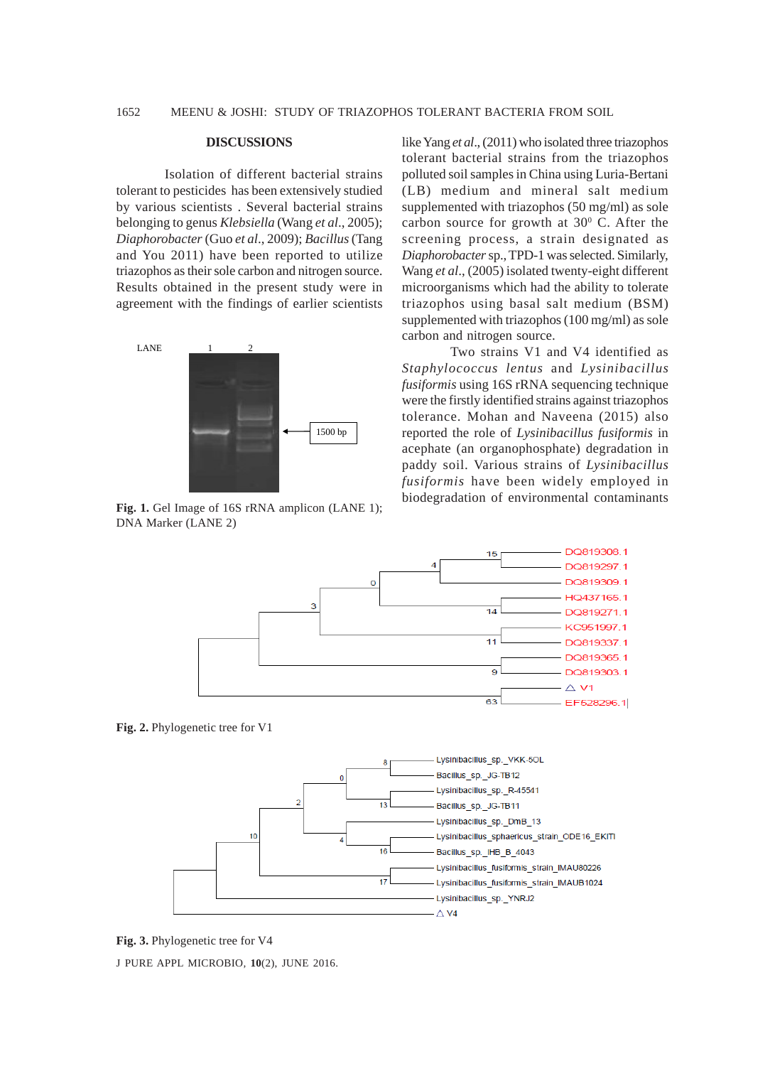## DISCUSSIONS

Isolation of different bacterial strains tolerant to pesticides has been extensively studied by various scientists . Several bacterial strains belonging to genus *Klebsiella* (Wang *et al*., 2005); *Diaphorobacter* (Guo *et al*., 2009); *Bacillus* (Tang and You 2011) have been reported to utilize triazophos as their sole carbon and nitrogen source. Results obtained in the present study were in agreement with the findings of earlier scientists like Yang *et al*., (2011) who isolated three triazophos tolerant bacterial strains from the triazophos polluted soil samples in China using Luria-Bertani (LB) medium and mineral salt medium supplemented with triazophos (50 mg/ml) as sole carbon source for growth at 30$^0$ C. After the screening process, a strain designated as *Diaphorobacter* sp., TPD-1 was selected. Similarly, Wang *et al*., (2005) isolated twenty-eight different microorganisms which had the ability to tolerate triazophos using basal salt medium (BSM) supplemented with triazophos (100 mg/ml) as sole carbon and nitrogen source.

Two strains V1 and V4 identified as *Staphylococcus lentus* and *Lysinibacillus fusiformis* using 16S rRNA sequencing technique were the firstly identified strains against triazophos tolerance. Mohan and Naveena (2015) also reported the role of *Lysinibacillus fusiformis* in acephate (an organophosphate) degradation in paddy soil. Various strains of *Lysinibacillus fusiformis* have been widely employed in biodegradation of environmental contaminants

**Fig. 1.** Gel Image of 16S rRNA amplicon (LANE 1); DNA Marker (LANE 2)

**Fig. 2.** Phylogenetic tree for V1

**Fig. 3.** Phylogenetic tree for V4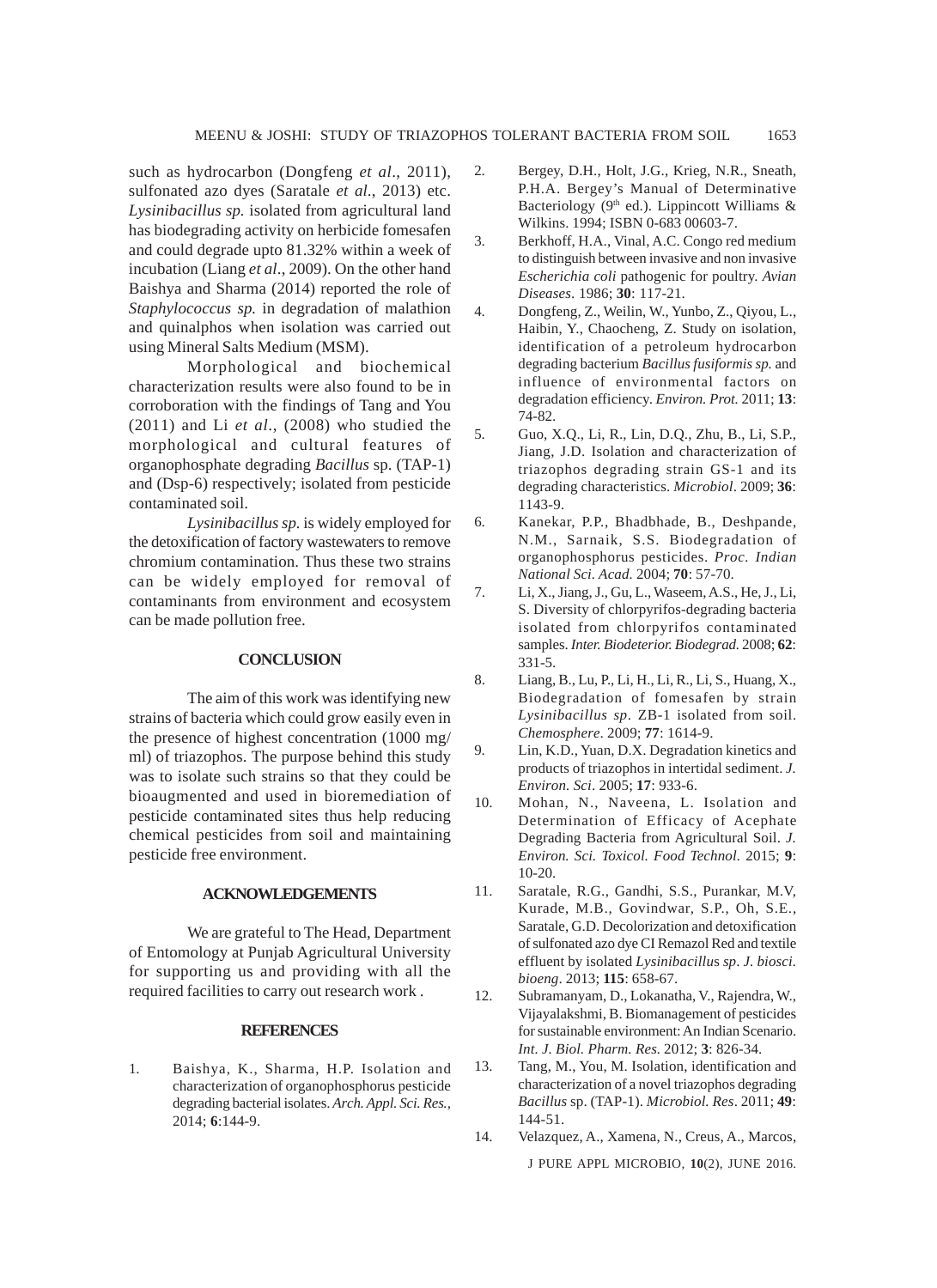such as hydrocarbon (Dongfeng *et al*., 2011), sulfonated azo dyes (Saratale *et al*., 2013) etc. *Lysinibacillus sp.* isolated from agricultural land has biodegrading activity on herbicide fomesafen and could degrade upto 81.32% within a week of incubation (Liang *et al*., 2009). On the other hand Baishya and Sharma (2014) reported the role of *Staphylococcus sp.* in degradation of malathion and quinalphos when isolation was carried out using Mineral Salts Medium (MSM).

Morphological and biochemical characterization results were also found to be in corroboration with the findings of Tang and You (2011) and Li *et al*., (2008) who studied the morphological and cultural features of organophosphate degrading *Bacillus* sp. (TAP-1) and (Dsp-6) respectively; isolated from pesticide contaminated soil.

*Lysinibacillus sp.* is widely employed for the detoxification of factory wastewaters to remove chromium contamination. Thus these two strains can be widely employed for removal of contaminants from environment and ecosystem can be made pollution free.

## CONCLUSION

The aim of this work was identifying new strains of bacteria which could grow easily even in the presence of highest concentration (1000 mg/ml) of triazophos. The purpose behind this study was to isolate such strains so that they could be bioaugmented and used in bioremediation of pesticide contaminated sites thus help reducing chemical pesticides from soil and maintaining pesticide free environment.

## ACKNOWLEDGEMENTS

We are grateful to The Head, Department of Entomology at Punjab Agricultural University for supporting us and providing with all the required facilities to carry out research work .

## REFERENCES

1. Baishya, K., Sharma, H.P. Isolation and characterization of organophosphorus pesticide degrading bacterial isolates. *Arch. Appl. Sci. Res.,* 2014; **6**:144-9.
2. Bergey, D.H., Holt, J.G., Krieg, N.R., Sneath, P.H.A. Bergey's Manual of Determinative Bacteriology (9th ed.). Lippincott Williams & Wilkins. 1994; ISBN 0-683 00603-7.
3. Berkhoff, H.A., Vinal, A.C. Congo red medium to distinguish between invasive and non invasive *Escherichia coli* pathogenic for poultry. *Avian Diseases*. 1986; **30**: 117-21.
4. Dongfeng, Z., Weilin, W., Yunbo, Z., Qiyou, L., Haibin, Y., Chaocheng, Z. Study on isolation, identification of a petroleum hydrocarbon degrading bacterium *Bacillus fusiformis sp.* and influence of environmental factors on degradation efficiency. *Environ. Prot.* 2011; **13**: 74-82.
5. Guo, X.Q., Li, R., Lin, D.Q., Zhu, B., Li, S.P., Jiang, J.D. Isolation and characterization of triazophos degrading strain GS-1 and its degrading characteristics. *Microbiol*. 2009; **36**: 1143-9.
6. Kanekar, P.P., Bhadbhade, B., Deshpande, N.M., Sarnaik, S.S. Biodegradation of organophosphorus pesticides. *Proc. Indian National Sci. Acad.* 2004; **70**: 57-70.
7. Li, X., Jiang, J., Gu, L., Waseem, A.S., He, J., Li, S. Diversity of chlorpyrifos-degrading bacteria isolated from chlorpyrifos contaminated samples. *Inter. Biodeterior. Biodegrad.* 2008; **62**: 331-5.
8. Liang, B., Lu, P., Li, H., Li, R., Li, S., Huang, X., Biodegradation of fomesafen by strain *Lysinibacillus sp*. ZB-1 isolated from soil. *Chemosphere*. 2009; **77**: 1614-9.
9. Lin, K.D., Yuan, D.X. Degradation kinetics and products of triazophos in intertidal sediment. *J. Environ. Sci*. 2005; **17**: 933-6.
10. Mohan, N., Naveena, L. Isolation and Determination of Efficacy of Acephate Degrading Bacteria from Agricultural Soil. *J. Environ. Sci. Toxicol. Food Technol.* 2015; **9**: 10-20.
11. Saratale, R.G., Gandhi, S.S., Purankar, M.V, Kurade, M.B., Govindwar, S.P., Oh, S.E., Saratale, G.D. Decolorization and detoxification of sulfonated azo dye CI Remazol Red and textile effluent by isolated *Lysinibacillus sp*. *J. biosci. bioeng*. 2013; **115**: 658-67.
12. Subramanyam, D., Lokanatha, V., Rajendra, W., Vijayalakshmi, B. Biomanagement of pesticides for sustainable environment: An Indian Scenario. *Int. J. Biol. Pharm. Res.* 2012; **3**: 826-34.
13. Tang, M., You, M. Isolation, identification and characterization of a novel triazophos degrading *Bacillus* sp. (TAP-1). *Microbiol. Res*. 2011; **49**: 144-51.
14. Velazquez, A., Xamena, N., Creus, A., Marcos,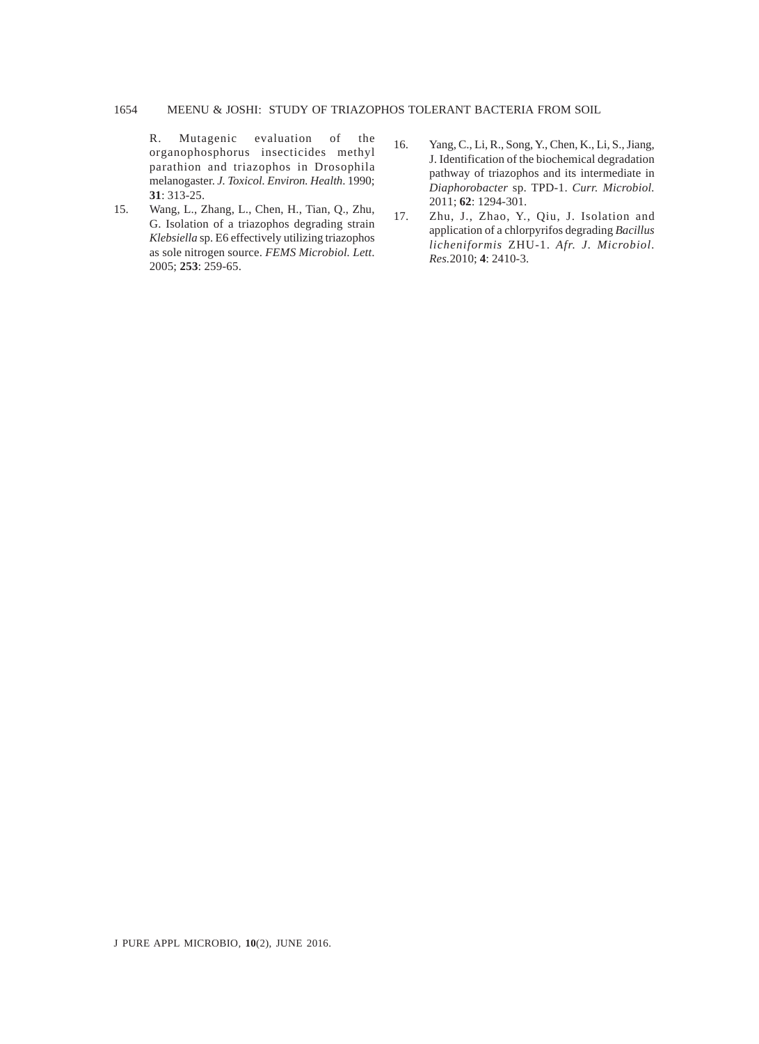R. Mutagenic evaluation of the organophosphorus insecticides methyl parathion and triazophos in Drosophila melanogaster. *J. Toxicol. Environ. Health*. 1990; **31**: 313-25.

15. Wang, L., Zhang, L., Chen, H., Tian, Q., Zhu, G. Isolation of a triazophos degrading strain *Klebsiella* sp. E6 effectively utilizing triazophos as sole nitrogen source. *FEMS Microbiol. Lett*. 2005; **253**: 259-65.

16. Yang, C., Li, R., Song, Y., Chen, K., Li, S., Jiang, J. Identification of the biochemical degradation pathway of triazophos and its intermediate in *Diaphorobacter* sp. TPD-1. *Curr. Microbiol.* 2011; **62**: 1294-301.

17. Zhu, J., Zhao, Y., Qiu, J. Isolation and application of a chlorpyrifos degrading *Bacillus licheniformis* ZHU-1. *Afr. J. Microbiol. Res.*2010; **4**: 2410-3.